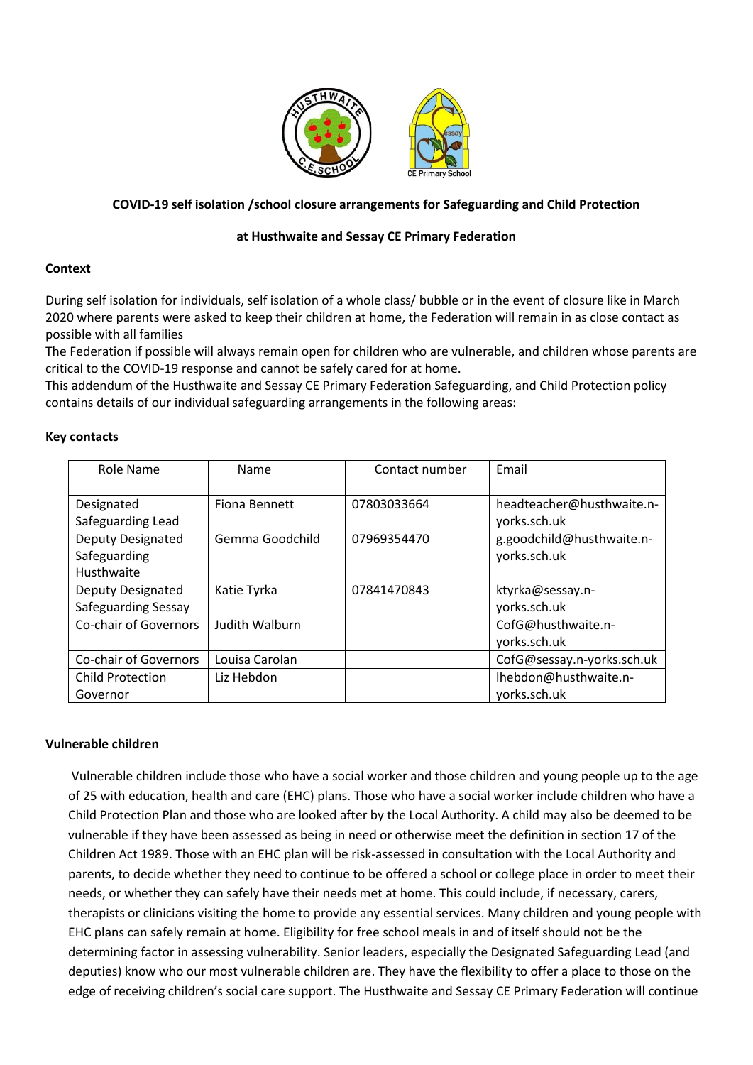**COVID-19 self isolation /school closure arrangements for Safeguarding and Child Protection**

**at Husthwaite and Sessay CE Primary Federation**

**Context**

During self isolation for individuals, self isolation of a whole class/ bubble or in the event of closure like in March 2020 where parents were asked to keep their children at home, the Federation will remain in as close contact as possible with all families

The Federation if possible will always remain open for children who are vulnerable, and children whose parents are critical to the COVID-19 response and cannot be safely cared for at home.

This addendum of the Husthwaite and Sessay CE Primary Federation Safeguarding, and Child Protection policy contains details of our individual safeguarding arrangements in the following areas:

**Key contacts**

| Role Name | Name | Contact number | Email |
|---|---|---|---|
| Designated Safeguarding Lead | Fiona Bennett | 07803033664 | headteacher@husthwaite.n-yorks.sch.uk |
| Deputy Designated Safeguarding Husthwaite | Gemma Goodchild | 07969354470 | g.goodchild@husthwaite.n-yorks.sch.uk |
| Deputy Designated Safeguarding Sessay | Katie Tyrka | 07841470843 | ktyrka@sessay.n-yorks.sch.uk |
| Co-chair of Governors | Judith Walburn | | CofG@husthwaite.n-yorks.sch.uk |
| Co-chair of Governors | Louisa Carolan | | CofG@sessay.n-yorks.sch.uk |
| Child Protection Governor | Liz Hebdon | | lhebdon@husthwaite.n-yorks.sch.uk |

**Vulnerable children**

Vulnerable children include those who have a social worker and those children and young people up to the age of 25 with education, health and care (EHC) plans. Those who have a social worker include children who have a Child Protection Plan and those who are looked after by the Local Authority. A child may also be deemed to be vulnerable if they have been assessed as being in need or otherwise meet the definition in section 17 of the Children Act 1989. Those with an EHC plan will be risk-assessed in consultation with the Local Authority and parents, to decide whether they need to continue to be offered a school or college place in order to meet their needs, or whether they can safely have their needs met at home. This could include, if necessary, carers, therapists or clinicians visiting the home to provide any essential services. Many children and young people with EHC plans can safely remain at home. Eligibility for free school meals in and of itself should not be the determining factor in assessing vulnerability. Senior leaders, especially the Designated Safeguarding Lead (and deputies) know who our most vulnerable children are. They have the flexibility to offer a place to those on the edge of receiving children's social care support. The Husthwaite and Sessay CE Primary Federation will continue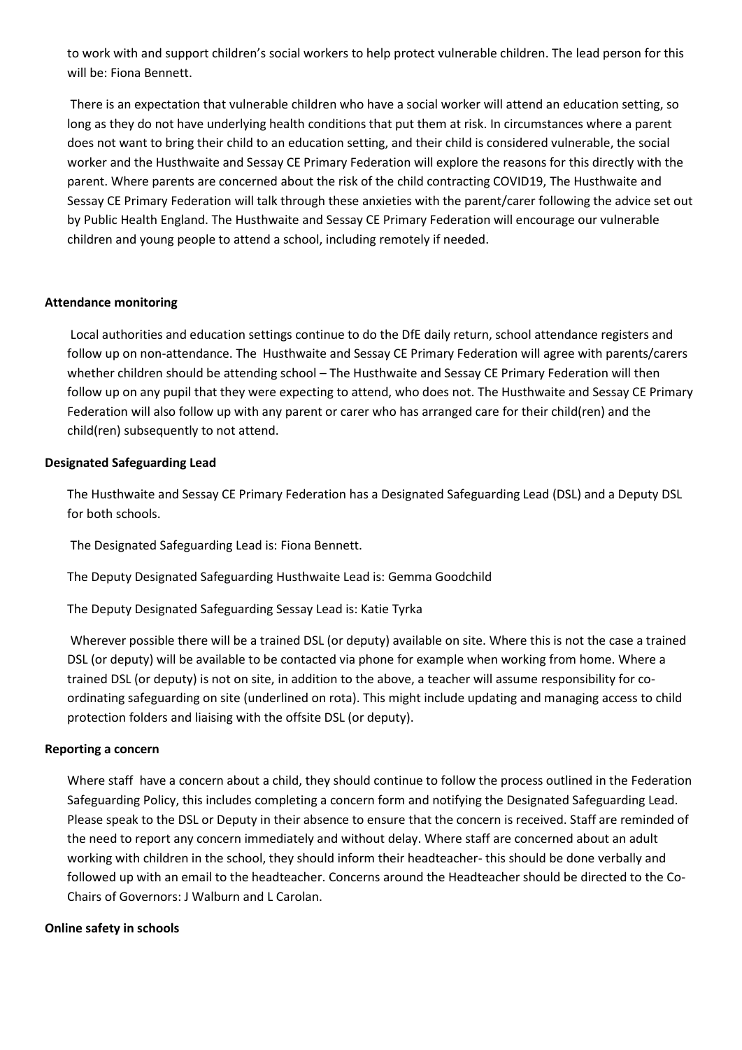to work with and support children's social workers to help protect vulnerable children. The lead person for this will be: Fiona Bennett.

There is an expectation that vulnerable children who have a social worker will attend an education setting, so long as they do not have underlying health conditions that put them at risk. In circumstances where a parent does not want to bring their child to an education setting, and their child is considered vulnerable, the social worker and the Husthwaite and Sessay CE Primary Federation will explore the reasons for this directly with the parent. Where parents are concerned about the risk of the child contracting COVID19, The Husthwaite and Sessay CE Primary Federation will talk through these anxieties with the parent/carer following the advice set out by Public Health England. The Husthwaite and Sessay CE Primary Federation will encourage our vulnerable children and young people to attend a school, including remotely if needed.

**Attendance monitoring**

Local authorities and education settings continue to do the DfE daily return, school attendance registers and follow up on non-attendance. The Husthwaite and Sessay CE Primary Federation will agree with parents/carers whether children should be attending school – The Husthwaite and Sessay CE Primary Federation will then follow up on any pupil that they were expecting to attend, who does not. The Husthwaite and Sessay CE Primary Federation will also follow up with any parent or carer who has arranged care for their child(ren) and the child(ren) subsequently to not attend.

**Designated Safeguarding Lead**

The Husthwaite and Sessay CE Primary Federation has a Designated Safeguarding Lead (DSL) and a Deputy DSL for both schools.

The Designated Safeguarding Lead is: Fiona Bennett.

The Deputy Designated Safeguarding Husthwaite Lead is: Gemma Goodchild

The Deputy Designated Safeguarding Sessay Lead is: Katie Tyrka

Wherever possible there will be a trained DSL (or deputy) available on site. Where this is not the case a trained DSL (or deputy) will be available to be contacted via phone for example when working from home. Where a trained DSL (or deputy) is not on site, in addition to the above, a teacher will assume responsibility for co-ordinating safeguarding on site (underlined on rota). This might include updating and managing access to child protection folders and liaising with the offsite DSL (or deputy).

**Reporting a concern**

Where staff have a concern about a child, they should continue to follow the process outlined in the Federation Safeguarding Policy, this includes completing a concern form and notifying the Designated Safeguarding Lead. Please speak to the DSL or Deputy in their absence to ensure that the concern is received. Staff are reminded of the need to report any concern immediately and without delay. Where staff are concerned about an adult working with children in the school, they should inform their headteacher- this should be done verbally and followed up with an email to the headteacher. Concerns around the Headteacher should be directed to the Co-Chairs of Governors: J Walburn and L Carolan.

**Online safety in schools**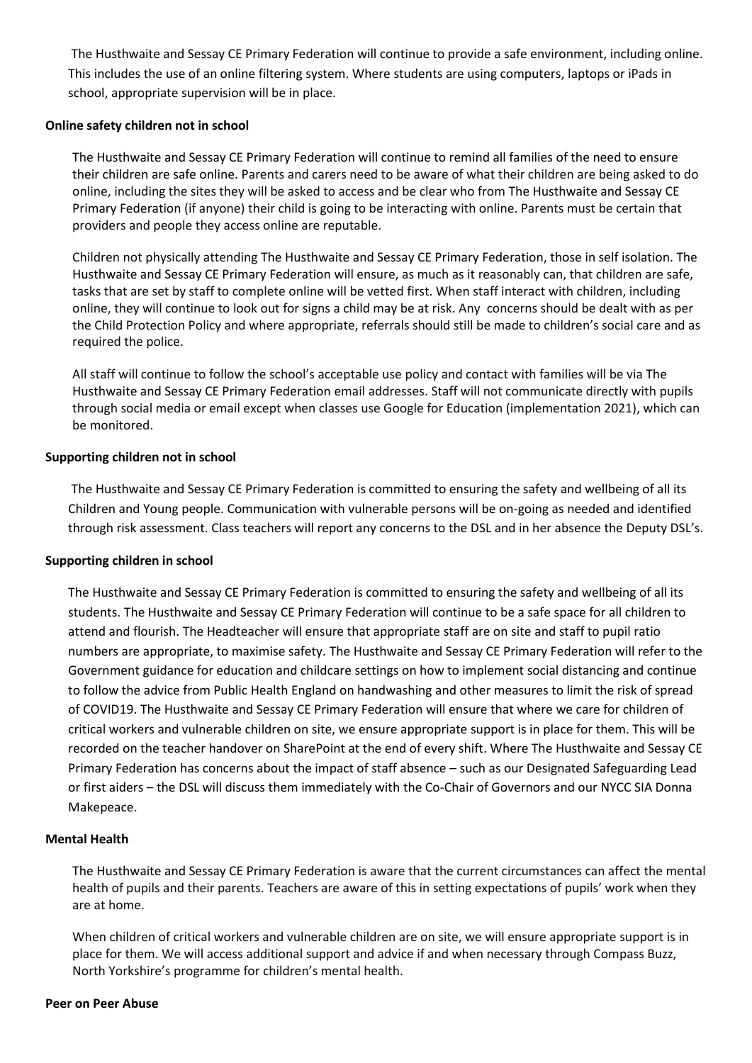The Husthwaite and Sessay CE Primary Federation will continue to provide a safe environment, including online. This includes the use of an online filtering system. Where students are using computers, laptops or iPads in school, appropriate supervision will be in place.

**Online safety children not in school**

The Husthwaite and Sessay CE Primary Federation will continue to remind all families of the need to ensure their children are safe online. Parents and carers need to be aware of what their children are being asked to do online, including the sites they will be asked to access and be clear who from The Husthwaite and Sessay CE Primary Federation (if anyone) their child is going to be interacting with online. Parents must be certain that providers and people they access online are reputable.

Children not physically attending The Husthwaite and Sessay CE Primary Federation, those in self isolation. The Husthwaite and Sessay CE Primary Federation will ensure, as much as it reasonably can, that children are safe, tasks that are set by staff to complete online will be vetted first. When staff interact with children, including online, they will continue to look out for signs a child may be at risk. Any concerns should be dealt with as per the Child Protection Policy and where appropriate, referrals should still be made to children's social care and as required the police.

All staff will continue to follow the school's acceptable use policy and contact with families will be via The Husthwaite and Sessay CE Primary Federation email addresses. Staff will not communicate directly with pupils through social media or email except when classes use Google for Education (implementation 2021), which can be monitored.

**Supporting children not in school**

The Husthwaite and Sessay CE Primary Federation is committed to ensuring the safety and wellbeing of all its Children and Young people. Communication with vulnerable persons will be on-going as needed and identified through risk assessment. Class teachers will report any concerns to the DSL and in her absence the Deputy DSL's.

**Supporting children in school**

The Husthwaite and Sessay CE Primary Federation is committed to ensuring the safety and wellbeing of all its students. The Husthwaite and Sessay CE Primary Federation will continue to be a safe space for all children to attend and flourish. The Headteacher will ensure that appropriate staff are on site and staff to pupil ratio numbers are appropriate, to maximise safety. The Husthwaite and Sessay CE Primary Federation will refer to the Government guidance for education and childcare settings on how to implement social distancing and continue to follow the advice from Public Health England on handwashing and other measures to limit the risk of spread of COVID19. The Husthwaite and Sessay CE Primary Federation will ensure that where we care for children of critical workers and vulnerable children on site, we ensure appropriate support is in place for them. This will be recorded on the teacher handover on SharePoint at the end of every shift. Where The Husthwaite and Sessay CE Primary Federation has concerns about the impact of staff absence – such as our Designated Safeguarding Lead or first aiders – the DSL will discuss them immediately with the Co-Chair of Governors and our NYCC SIA Donna Makepeace.

**Mental Health**

The Husthwaite and Sessay CE Primary Federation is aware that the current circumstances can affect the mental health of pupils and their parents. Teachers are aware of this in setting expectations of pupils' work when they are at home.

When children of critical workers and vulnerable children are on site, we will ensure appropriate support is in place for them. We will access additional support and advice if and when necessary through Compass Buzz, North Yorkshire's programme for children's mental health.

**Peer on Peer Abuse**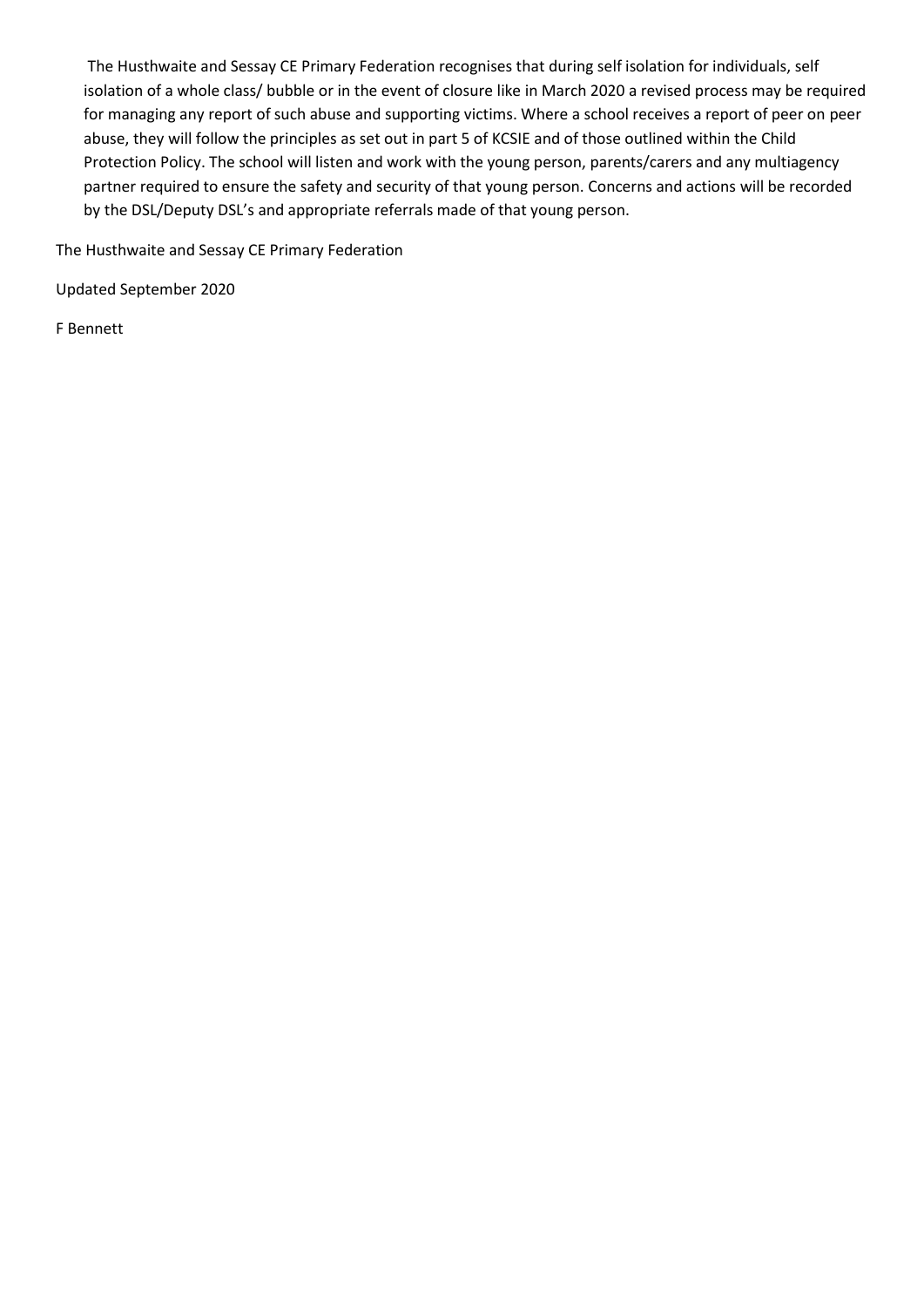The Husthwaite and Sessay CE Primary Federation recognises that during self isolation for individuals, self isolation of a whole class/ bubble or in the event of closure like in March 2020 a revised process may be required for managing any report of such abuse and supporting victims. Where a school receives a report of peer on peer abuse, they will follow the principles as set out in part 5 of KCSIE and of those outlined within the Child Protection Policy. The school will listen and work with the young person, parents/carers and any multiagency partner required to ensure the safety and security of that young person. Concerns and actions will be recorded by the DSL/Deputy DSL's and appropriate referrals made of that young person.

The Husthwaite and Sessay CE Primary Federation

Updated September 2020

F Bennett